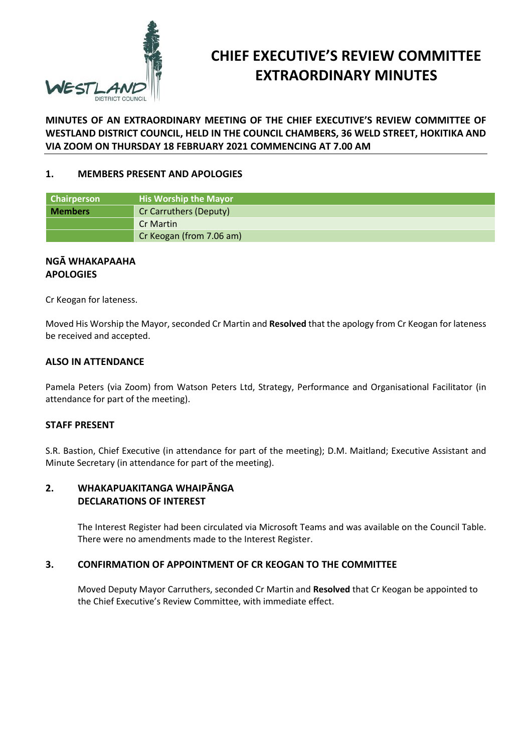# CHIEF EXECUTIVE'S REVIEW COMMITTEE EXTRAORDINARY MINUTES

**MINUTES OF AN EXTRAORDINARY MEETING OF THE CHIEF EXECUTIVE'S REVIEW COMMITTEE OF WESTLAND DISTRICT COUNCIL, HELD IN THE COUNCIL CHAMBERS, 36 WELD STREET, HOKITIKA AND VIA ZOOM ON THURSDAY 18 FEBRUARY 2021 COMMENCING AT 7.00 AM**

## 1. MEMBERS PRESENT AND APOLOGIES

| Chairperson | His Worship the Mayor |
|---|---|
| **Members** | Cr Carruthers (Deputy) |
| | Cr Martin |
| | Cr Keogan (from 7.06 am) |

### NGĀ WHAKAPAAHA
### APOLOGIES

Cr Keogan for lateness.

Moved His Worship the Mayor, seconded Cr Martin and **Resolved** that the apology from Cr Keogan for lateness be received and accepted.

### ALSO IN ATTENDANCE

Pamela Peters (via Zoom) from Watson Peters Ltd, Strategy, Performance and Organisational Facilitator (in attendance for part of the meeting).

### STAFF PRESENT

S.R. Bastion, Chief Executive (in attendance for part of the meeting); D.M. Maitland; Executive Assistant and Minute Secretary (in attendance for part of the meeting).

## 2. WHAKAPUAKITANGA WHAIPĀNGA
## DECLARATIONS OF INTEREST

The Interest Register had been circulated via Microsoft Teams and was available on the Council Table. There were no amendments made to the Interest Register.

## 3. CONFIRMATION OF APPOINTMENT OF CR KEOGAN TO THE COMMITTEE

Moved Deputy Mayor Carruthers, seconded Cr Martin and **Resolved** that Cr Keogan be appointed to the Chief Executive's Review Committee, with immediate effect.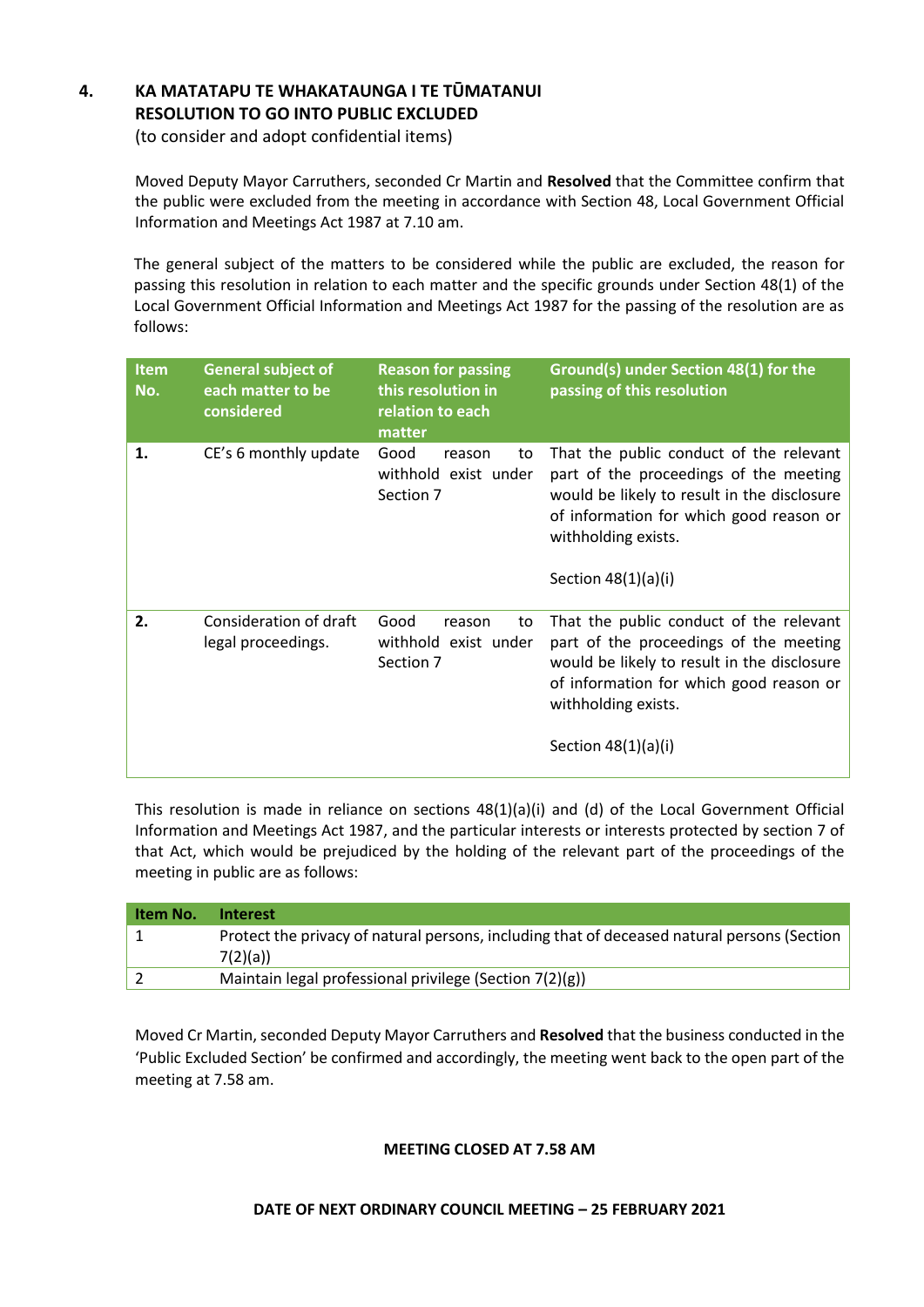## 4. KA MATATAPU TE WHAKATAUNGA I TE TŪMATANUI RESOLUTION TO GO INTO PUBLIC EXCLUDED

(to consider and adopt confidential items)

Moved Deputy Mayor Carruthers, seconded Cr Martin and **Resolved** that the Committee confirm that the public were excluded from the meeting in accordance with Section 48, Local Government Official Information and Meetings Act 1987 at 7.10 am.

The general subject of the matters to be considered while the public are excluded, the reason for passing this resolution in relation to each matter and the specific grounds under Section 48(1) of the Local Government Official Information and Meetings Act 1987 for the passing of the resolution are as follows:

| Item No. | General subject of each matter to be considered | Reason for passing this resolution in relation to each matter | Ground(s) under Section 48(1) for the passing of this resolution |
|---|---|---|---|
| **1.** | CE's 6 monthly update | Good reason to withhold exist under Section 7 | That the public conduct of the relevant part of the proceedings of the meeting would be likely to result in the disclosure of information for which good reason or withholding exists.<br><br>Section 48(1)(a)(i) |
| **2.** | Consideration of draft legal proceedings. | Good reason to withhold exist under Section 7 | That the public conduct of the relevant part of the proceedings of the meeting would be likely to result in the disclosure of information for which good reason or withholding exists.<br><br>Section 48(1)(a)(i) |

This resolution is made in reliance on sections 48(1)(a)(i) and (d) of the Local Government Official Information and Meetings Act 1987, and the particular interests or interests protected by section 7 of that Act, which would be prejudiced by the holding of the relevant part of the proceedings of the meeting in public are as follows:

| Item No. | Interest |
|---|---|
| 1 | Protect the privacy of natural persons, including that of deceased natural persons (Section 7(2)(a)) |
| 2 | Maintain legal professional privilege (Section 7(2)(g)) |

Moved Cr Martin, seconded Deputy Mayor Carruthers and **Resolved** that the business conducted in the 'Public Excluded Section' be confirmed and accordingly, the meeting went back to the open part of the meeting at 7.58 am.

**MEETING CLOSED AT 7.58 AM**

**DATE OF NEXT ORDINARY COUNCIL MEETING – 25 FEBRUARY 2021**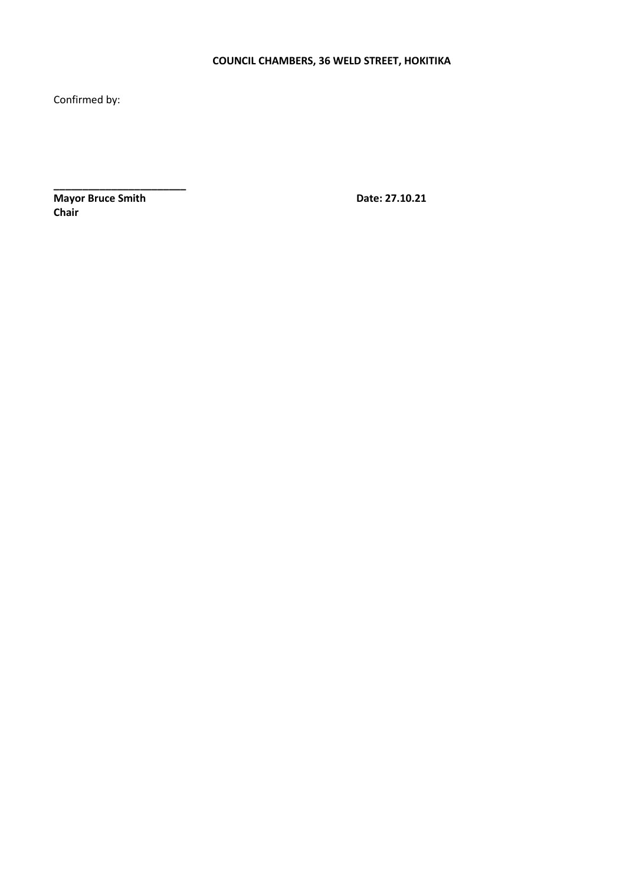**COUNCIL CHAMBERS, 36 WELD STREET, HOKITIKA**

Confirmed by:

\_\_\_\_\_\_\_\_\_\_\_\_\_\_\_\_\_\_\_\_\_\_\_\_

**Mayor Bruce Smith**
**Chair**

**Date: 27.10.21**